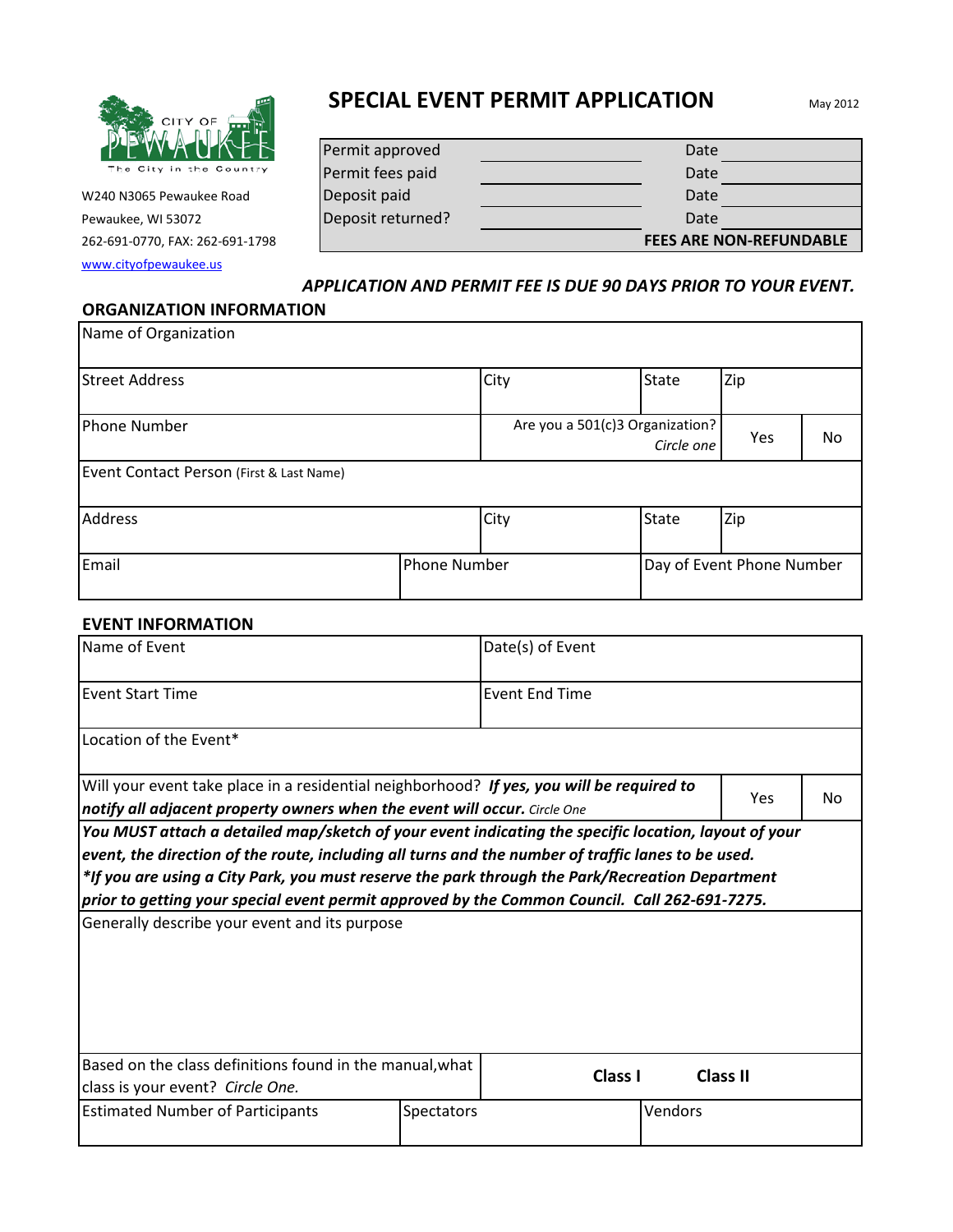CITY OF PEWAUKEE
The City in the Country

W240 N3065 Pewaukee Road
Pewaukee, WI 53072
262-691-0770, FAX: 262-691-1798
www.cityofpewaukee.us

# SPECIAL EVENT PERMIT APPLICATION

May 2012

| | | | |
|---|---|---|---|
| Permit approved | | Date | |
| Permit fees paid | | Date | |
| Deposit paid | | Date | |
| Deposit returned? | | Date | |
| | | **FEES ARE NON-REFUNDABLE** | |

***APPLICATION AND PERMIT FEE IS DUE 90 DAYS PRIOR TO YOUR EVENT.***

## ORGANIZATION INFORMATION

| | | | | |
|---|---|---|---|---|
| Name of Organization | | | | |
| Street Address | City | State | Zip | |
| Phone Number | Are you a 501(c)3 Organization? *Circle one* | | Yes | No |
| Event Contact Person (First & Last Name) | | | | |
| Address | City | State | Zip | |
| Email | Phone Number | Day of Event Phone Number | | |

## EVENT INFORMATION

| | | |
|---|---|---|
| Name of Event | Date(s) of Event | |
| Event Start Time | Event End Time | |
| Location of the Event* | | |
| Will your event take place in a residential neighborhood? ***If yes, you will be required to notify all adjacent property owners when the event will occur.*** *Circle One* | Yes | No |
| ***You MUST attach a detailed map/sketch of your event indicating the specific location, layout of your event, the direction of the route, including all turns and the number of traffic lanes to be used. *If you are using a City Park, you must reserve the park through the Park/Recreation Department prior to getting your special event permit approved by the Common Council. Call 262-691-7275.*** | | |
| Generally describe your event and its purpose | | |
| Based on the class definitions found in the manual,what class is your event? *Circle One.* | **Class I** **Class II** | |
| Estimated Number of Participants | Spectators | Vendors |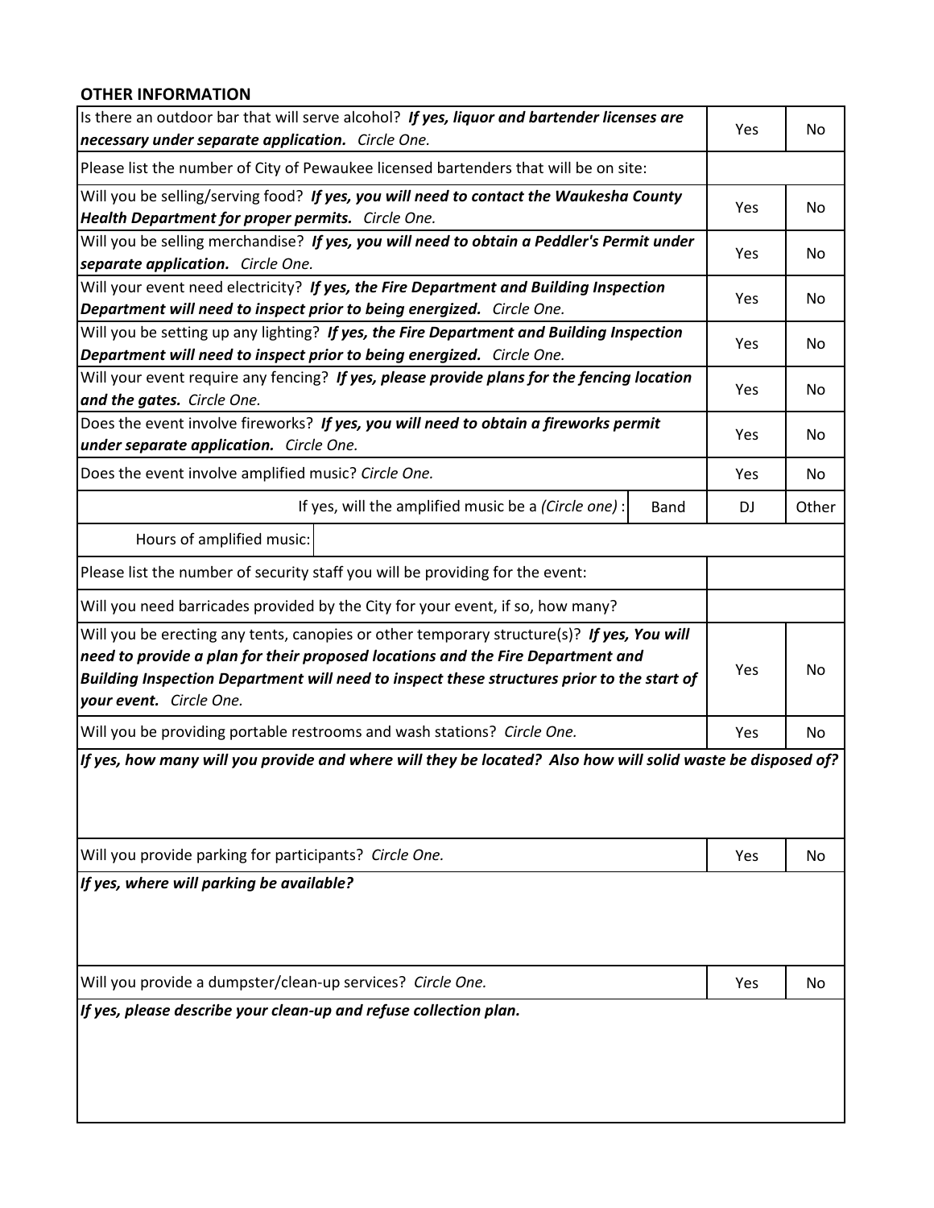## OTHER INFORMATION

| Question | | Yes | No |
|---|---|---|---|
| Is there an outdoor bar that will serve alcohol? ***If yes, liquor and bartender licenses are necessary under separate application.*** *Circle One.* | | Yes | No |
| Please list the number of City of Pewaukee licensed bartenders that will be on site: | | | |
| Will you be selling/serving food? ***If yes, you will need to contact the Waukesha County Health Department for proper permits.*** *Circle One.* | | Yes | No |
| Will you be selling merchandise? ***If yes, you will need to obtain a Peddler's Permit under separate application.*** *Circle One.* | | Yes | No |
| Will your event need electricity? ***If yes, the Fire Department and Building Inspection Department will need to inspect prior to being energized.*** *Circle One.* | | Yes | No |
| Will you be setting up any lighting? ***If yes, the Fire Department and Building Inspection Department will need to inspect prior to being energized.*** *Circle One.* | | Yes | No |
| Will your event require any fencing? ***If yes, please provide plans for the fencing location and the gates.*** *Circle One.* | | Yes | No |
| Does the event involve fireworks? ***If yes, you will need to obtain a fireworks permit under separate application.*** *Circle One.* | | Yes | No |
| Does the event involve amplified music? *Circle One.* | | Yes | No |
| If yes, will the amplified music be a *(Circle one)* : | Band | DJ | Other |
| Hours of amplified music: | | | |
| Please list the number of security staff you will be providing for the event: | | | |
| Will you need barricades provided by the City for your event, if so, how many? | | | |
| Will you be erecting any tents, canopies or other temporary structure(s)? ***If yes, You will need to provide a plan for their proposed locations and the Fire Department and Building Inspection Department will need to inspect these structures prior to the start of your event.*** *Circle One.* | | Yes | No |
| Will you be providing portable restrooms and wash stations? *Circle One.* | | Yes | No |

***If yes, how many will you provide and where will they be located? Also how will solid waste be disposed of?***

| Question | Yes | No |
|---|---|---|
| Will you provide parking for participants? *Circle One.* | Yes | No |

***If yes, where will parking be available?***

| Question | Yes | No |
|---|---|---|
| Will you provide a dumpster/clean-up services? *Circle One.* | Yes | No |

***If yes, please describe your clean-up and refuse collection plan.***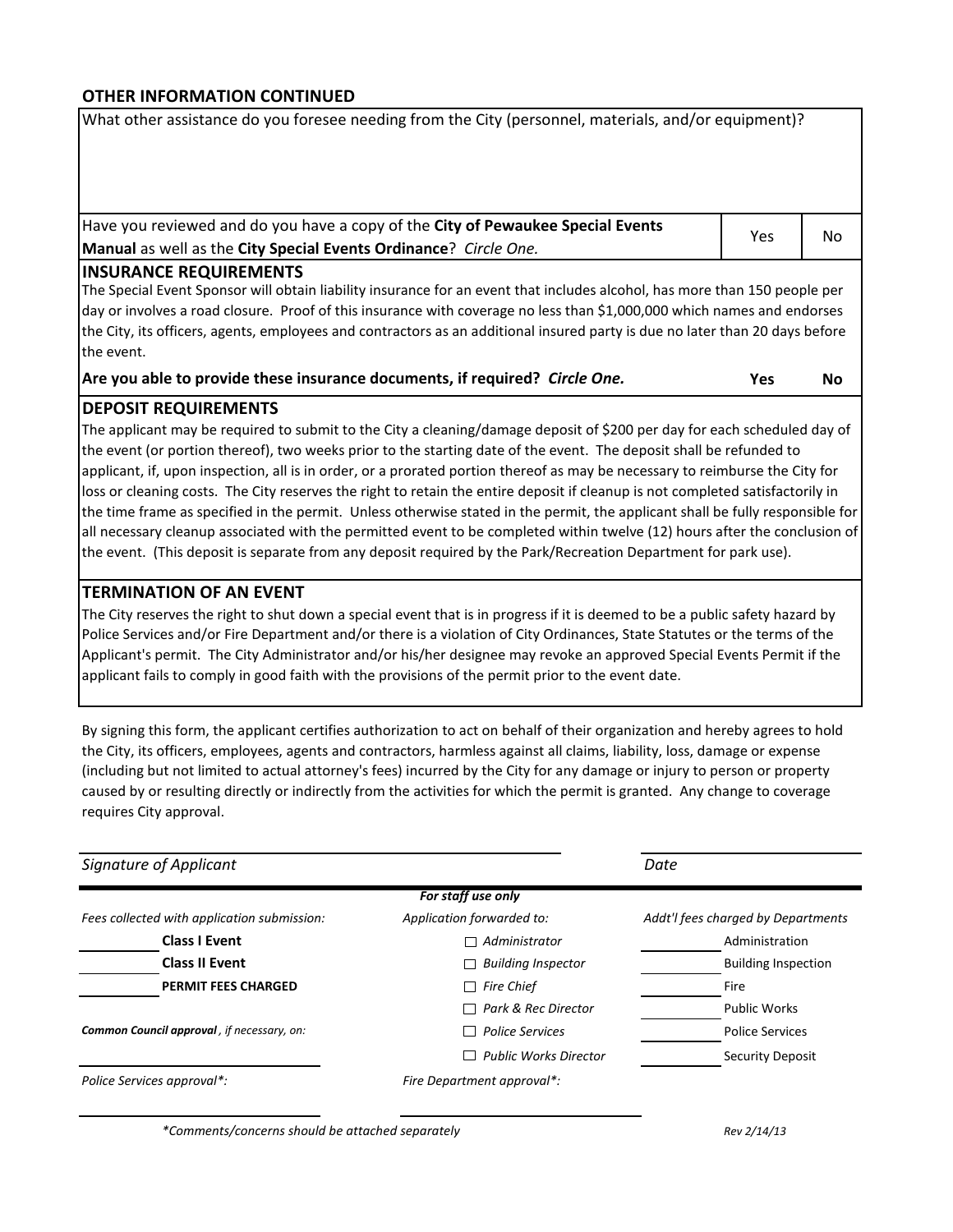## OTHER INFORMATION CONTINUED

What other assistance do you foresee needing from the City (personnel, materials, and/or equipment)?

| Have you reviewed and do you have a copy of the **City of Pewaukee Special Events Manual** as well as the **City Special Events Ordinance**? *Circle One.* | Yes | No |
|---|---|---|

## INSURANCE REQUIREMENTS

The Special Event Sponsor will obtain liability insurance for an event that includes alcohol, has more than 150 people per day or involves a road closure. Proof of this insurance with coverage no less than $1,000,000 which names and endorses the City, its officers, agents, employees and contractors as an additional insured party is due no later than 20 days before the event.

**Are you able to provide these insurance documents, if required? *Circle One.*** **Yes** **No**

## DEPOSIT REQUIREMENTS

The applicant may be required to submit to the City a cleaning/damage deposit of $200 per day for each scheduled day of the event (or portion thereof), two weeks prior to the starting date of the event. The deposit shall be refunded to applicant, if, upon inspection, all is in order, or a prorated portion thereof as may be necessary to reimburse the City for loss or cleaning costs. The City reserves the right to retain the entire deposit if cleanup is not completed satisfactorily in the time frame as specified in the permit. Unless otherwise stated in the permit, the applicant shall be fully responsible for all necessary cleanup associated with the permitted event to be completed within twelve (12) hours after the conclusion of the event. (This deposit is separate from any deposit required by the Park/Recreation Department for park use).

## TERMINATION OF AN EVENT

The City reserves the right to shut down a special event that is in progress if it is deemed to be a public safety hazard by Police Services and/or Fire Department and/or there is a violation of City Ordinances, State Statutes or the terms of the Applicant's permit. The City Administrator and/or his/her designee may revoke an approved Special Events Permit if the applicant fails to comply in good faith with the provisions of the permit prior to the event date.

By signing this form, the applicant certifies authorization to act on behalf of their organization and hereby agrees to hold the City, its officers, employees, agents and contractors, harmless against all claims, liability, loss, damage or expense (including but not limited to actual attorney's fees) incurred by the City for any damage or injury to person or property caused by or resulting directly or indirectly from the activities for which the permit is granted. Any change to coverage requires City approval.

*Signature of Applicant* \_\_\_\_\_\_\_\_\_\_\_\_\_\_\_\_\_\_\_\_ *Date* \_\_\_\_\_\_\_\_\_\_

***For staff use only***

| *Fees collected with application submission:* | *Application forwarded to:* | *Addt'l fees charged by Departments* |
|---|---|---|
| \_\_\_\_\_\_ **Class I Event** | ☐ *Administrator* | \_\_\_\_\_\_ Administration |
| \_\_\_\_\_\_ **Class II Event** | ☐ *Building Inspector* | \_\_\_\_\_\_ Building Inspection |
| \_\_\_\_\_\_ **PERMIT FEES CHARGED** | ☐ *Fire Chief* | \_\_\_\_\_\_ Fire |
| | ☐ *Park & Rec Director* | \_\_\_\_\_\_ Public Works |
| ***Common Council approval**, if necessary, on:* | ☐ *Police Services* | \_\_\_\_\_\_ Police Services |
| \_\_\_\_\_\_\_\_\_\_ | ☐ *Public Works Director* | \_\_\_\_\_\_ Security Deposit |
| *Police Services approval\*:* | *Fire Department approval\*:* | |
| \_\_\_\_\_\_\_\_\_\_ | \_\_\_\_\_\_\_\_\_\_ | |

*\*Comments/concerns should be attached separately*

*Rev 2/14/13*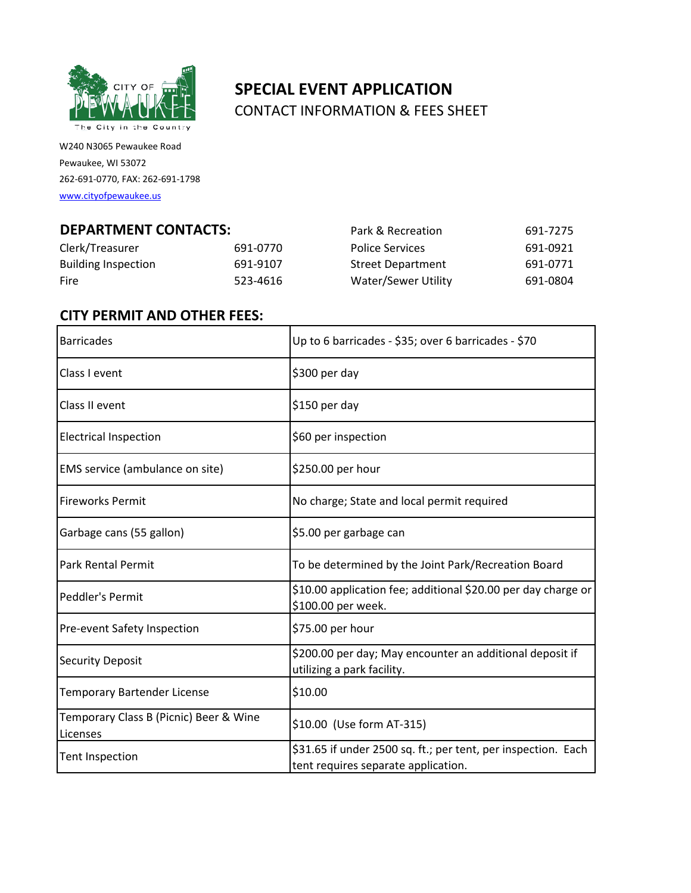CITY OF PEWAUKEE

The City in the Country

W240 N3065 Pewaukee Road
Pewaukee, WI 53072
262-691-0770, FAX: 262-691-1798
www.cityofpewaukee.us

# SPECIAL EVENT APPLICATION

## CONTACT INFORMATION & FEES SHEET

## DEPARTMENT CONTACTS:

| | |
|---|---|
| Clerk/Treasurer | 691-0770 |
| Building Inspection | 691-9107 |
| Fire | 523-4616 |
| Park & Recreation | 691-7275 |
| Police Services | 691-0921 |
| Street Department | 691-0771 |
| Water/Sewer Utility | 691-0804 |

## CITY PERMIT AND OTHER FEES:

| | |
|---|---|
| Barricades | Up to 6 barricades - $35; over 6 barricades - $70 |
| Class I event | $300 per day |
| Class II event | $150 per day |
| Electrical Inspection | $60 per inspection |
| EMS service (ambulance on site) | $250.00 per hour |
| Fireworks Permit | No charge; State and local permit required |
| Garbage cans (55 gallon) | $5.00 per garbage can |
| Park Rental Permit | To be determined by the Joint Park/Recreation Board |
| Peddler's Permit | $10.00 application fee; additional $20.00 per day charge or $100.00 per week. |
| Pre-event Safety Inspection | $75.00 per hour |
| Security Deposit | $200.00 per day; May encounter an additional deposit if utilizing a park facility. |
| Temporary Bartender License | $10.00 |
| Temporary Class B (Picnic) Beer & Wine Licenses | $10.00 (Use form AT-315) |
| Tent Inspection | $31.65 if under 2500 sq. ft.; per tent, per inspection. Each tent requires separate application. |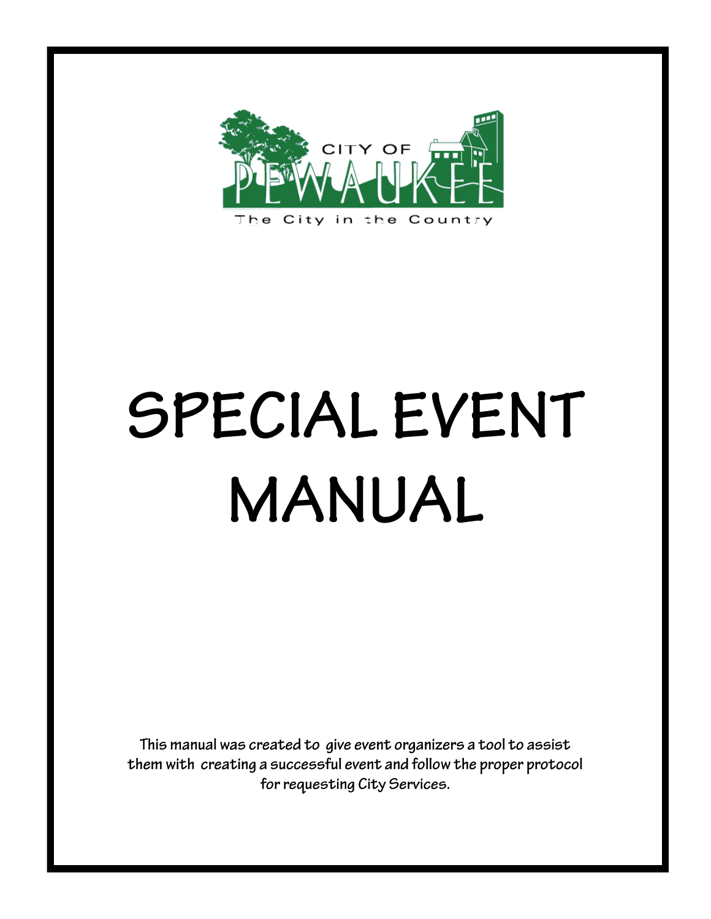CITY OF PEWAUKEE

The City in the Country

# SPECIAL EVENT MANUAL

**This manual was created to give event organizers a tool to assist them with creating a successful event and follow the proper protocol for requesting City Services.**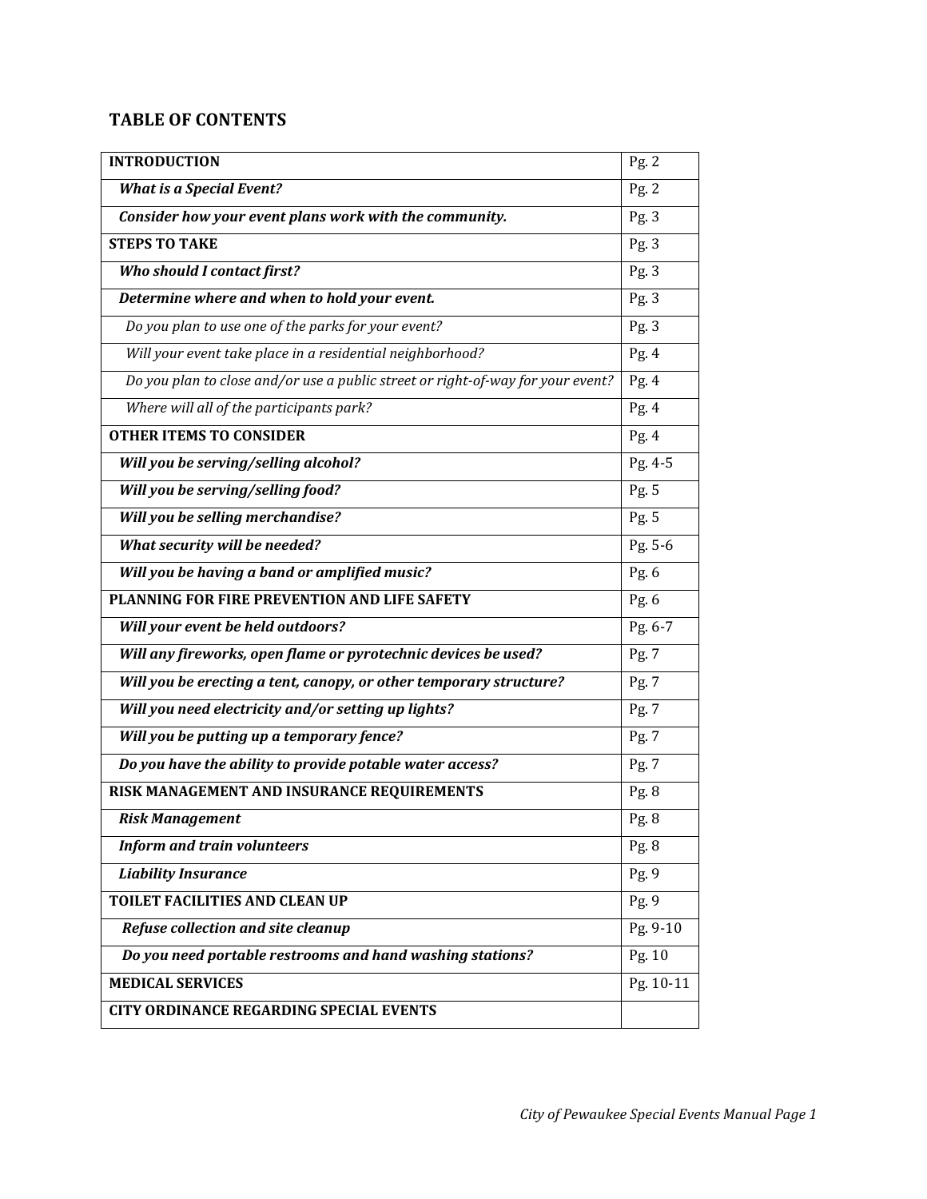## TABLE OF CONTENTS

| | |
|---|---|
| **INTRODUCTION** | Pg. 2 |
| ***What is a Special Event?*** | Pg. 2 |
| ***Consider how your event plans work with the community.*** | Pg. 3 |
| **STEPS TO TAKE** | Pg. 3 |
| ***Who should I contact first?*** | Pg. 3 |
| ***Determine where and when to hold your event.*** | Pg. 3 |
| *Do you plan to use one of the parks for your event?* | Pg. 3 |
| *Will your event take place in a residential neighborhood?* | Pg. 4 |
| *Do you plan to close and/or use a public street or right-of-way for your event?* | Pg. 4 |
| *Where will all of the participants park?* | Pg. 4 |
| **OTHER ITEMS TO CONSIDER** | Pg. 4 |
| ***Will you be serving/selling alcohol?*** | Pg. 4-5 |
| ***Will you be serving/selling food?*** | Pg. 5 |
| ***Will you be selling merchandise?*** | Pg. 5 |
| ***What security will be needed?*** | Pg. 5-6 |
| ***Will you be having a band or amplified music?*** | Pg. 6 |
| **PLANNING FOR FIRE PREVENTION AND LIFE SAFETY** | Pg. 6 |
| ***Will your event be held outdoors?*** | Pg. 6-7 |
| ***Will any fireworks, open flame or pyrotechnic devices be used?*** | Pg. 7 |
| ***Will you be erecting a tent, canopy, or other temporary structure?*** | Pg. 7 |
| ***Will you need electricity and/or setting up lights?*** | Pg. 7 |
| ***Will you be putting up a temporary fence?*** | Pg. 7 |
| ***Do you have the ability to provide potable water access?*** | Pg. 7 |
| **RISK MANAGEMENT AND INSURANCE REQUIREMENTS** | Pg. 8 |
| ***Risk Management*** | Pg. 8 |
| ***Inform and train volunteers*** | Pg. 8 |
| ***Liability Insurance*** | Pg. 9 |
| **TOILET FACILITIES AND CLEAN UP** | Pg. 9 |
| ***Refuse collection and site cleanup*** | Pg. 9-10 |
| ***Do you need portable restrooms and hand washing stations?*** | Pg. 10 |
| **MEDICAL SERVICES** | Pg. 10-11 |
| **CITY ORDINANCE REGARDING SPECIAL EVENTS** | |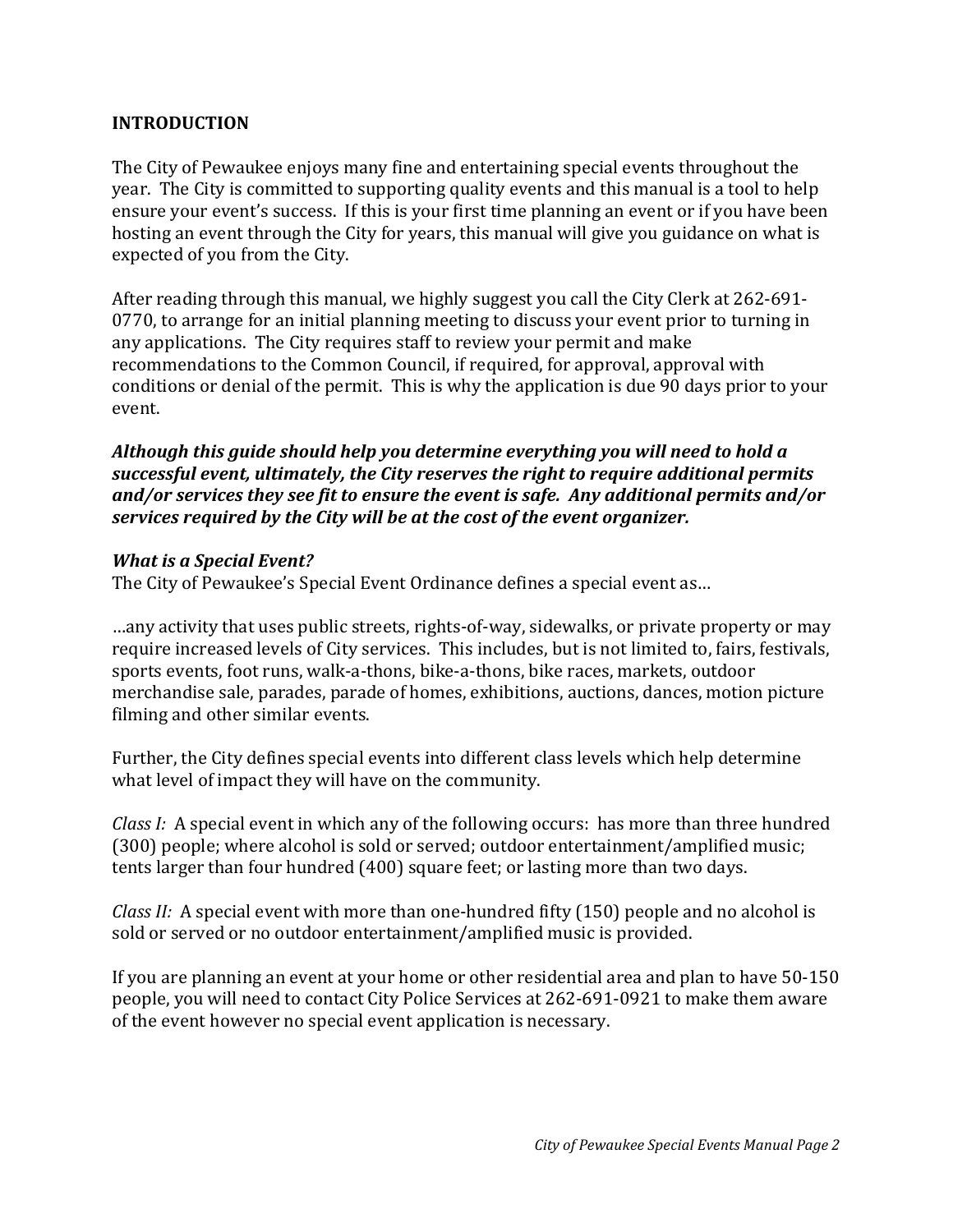## INTRODUCTION

The City of Pewaukee enjoys many fine and entertaining special events throughout the year. The City is committed to supporting quality events and this manual is a tool to help ensure your event's success. If this is your first time planning an event or if you have been hosting an event through the City for years, this manual will give you guidance on what is expected of you from the City.

After reading through this manual, we highly suggest you call the City Clerk at 262-691-0770, to arrange for an initial planning meeting to discuss your event prior to turning in any applications. The City requires staff to review your permit and make recommendations to the Common Council, if required, for approval, approval with conditions or denial of the permit. This is why the application is due 90 days prior to your event.

***Although this guide should help you determine everything you will need to hold a successful event, ultimately, the City reserves the right to require additional permits and/or services they see fit to ensure the event is safe. Any additional permits and/or services required by the City will be at the cost of the event organizer.***

***What is a Special Event?***

The City of Pewaukee's Special Event Ordinance defines a special event as…

…any activity that uses public streets, rights-of-way, sidewalks, or private property or may require increased levels of City services. This includes, but is not limited to, fairs, festivals, sports events, foot runs, walk-a-thons, bike-a-thons, bike races, markets, outdoor merchandise sale, parades, parade of homes, exhibitions, auctions, dances, motion picture filming and other similar events.

Further, the City defines special events into different class levels which help determine what level of impact they will have on the community.

*Class I:* A special event in which any of the following occurs: has more than three hundred (300) people; where alcohol is sold or served; outdoor entertainment/amplified music; tents larger than four hundred (400) square feet; or lasting more than two days.

*Class II:* A special event with more than one-hundred fifty (150) people and no alcohol is sold or served or no outdoor entertainment/amplified music is provided.

If you are planning an event at your home or other residential area and plan to have 50-150 people, you will need to contact City Police Services at 262-691-0921 to make them aware of the event however no special event application is necessary.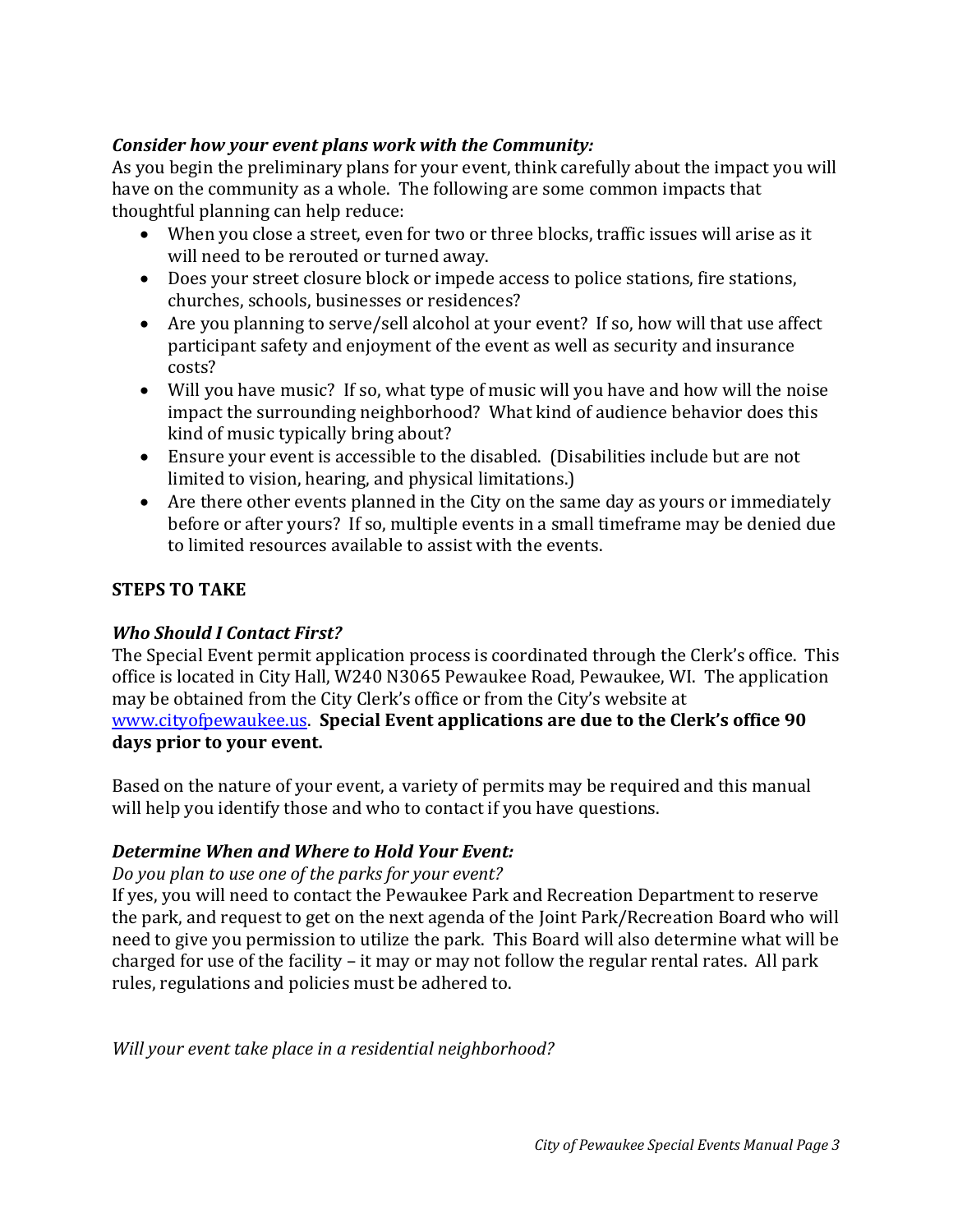***Consider how your event plans work with the Community:***

As you begin the preliminary plans for your event, think carefully about the impact you will have on the community as a whole. The following are some common impacts that thoughtful planning can help reduce:

- When you close a street, even for two or three blocks, traffic issues will arise as it will need to be rerouted or turned away.
- Does your street closure block or impede access to police stations, fire stations, churches, schools, businesses or residences?
- Are you planning to serve/sell alcohol at your event? If so, how will that use affect participant safety and enjoyment of the event as well as security and insurance costs?
- Will you have music? If so, what type of music will you have and how will the noise impact the surrounding neighborhood? What kind of audience behavior does this kind of music typically bring about?
- Ensure your event is accessible to the disabled. (Disabilities include but are not limited to vision, hearing, and physical limitations.)
- Are there other events planned in the City on the same day as yours or immediately before or after yours? If so, multiple events in a small timeframe may be denied due to limited resources available to assist with the events.

## STEPS TO TAKE

***Who Should I Contact First?***

The Special Event permit application process is coordinated through the Clerk's office. This office is located in City Hall, W240 N3065 Pewaukee Road, Pewaukee, WI. The application may be obtained from the City Clerk's office or from the City's website at [www.cityofpewaukee.us](www.cityofpewaukee.us). **Special Event applications are due to the Clerk's office 90 days prior to your event.**

Based on the nature of your event, a variety of permits may be required and this manual will help you identify those and who to contact if you have questions.

***Determine When and Where to Hold Your Event:***

*Do you plan to use one of the parks for your event?*

If yes, you will need to contact the Pewaukee Park and Recreation Department to reserve the park, and request to get on the next agenda of the Joint Park/Recreation Board who will need to give you permission to utilize the park. This Board will also determine what will be charged for use of the facility – it may or may not follow the regular rental rates. All park rules, regulations and policies must be adhered to.

*Will your event take place in a residential neighborhood?*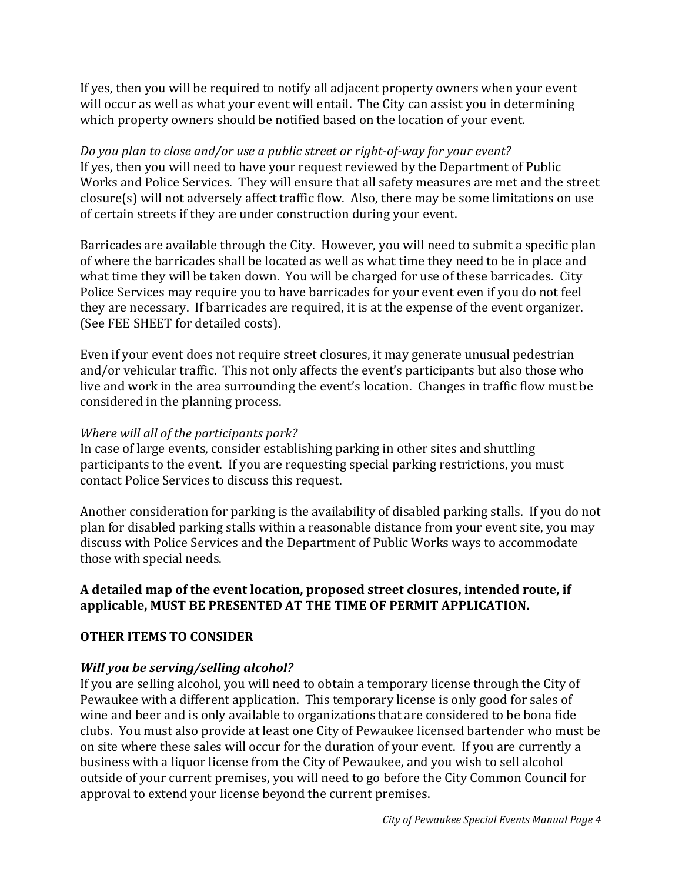If yes, then you will be required to notify all adjacent property owners when your event will occur as well as what your event will entail. The City can assist you in determining which property owners should be notified based on the location of your event.

*Do you plan to close and/or use a public street or right-of-way for your event?*
If yes, then you will need to have your request reviewed by the Department of Public Works and Police Services. They will ensure that all safety measures are met and the street closure(s) will not adversely affect traffic flow. Also, there may be some limitations on use of certain streets if they are under construction during your event.

Barricades are available through the City. However, you will need to submit a specific plan of where the barricades shall be located as well as what time they need to be in place and what time they will be taken down. You will be charged for use of these barricades. City Police Services may require you to have barricades for your event even if you do not feel they are necessary. If barricades are required, it is at the expense of the event organizer. (See FEE SHEET for detailed costs).

Even if your event does not require street closures, it may generate unusual pedestrian and/or vehicular traffic. This not only affects the event's participants but also those who live and work in the area surrounding the event's location. Changes in traffic flow must be considered in the planning process.

*Where will all of the participants park?*
In case of large events, consider establishing parking in other sites and shuttling participants to the event. If you are requesting special parking restrictions, you must contact Police Services to discuss this request.

Another consideration for parking is the availability of disabled parking stalls. If you do not plan for disabled parking stalls within a reasonable distance from your event site, you may discuss with Police Services and the Department of Public Works ways to accommodate those with special needs.

**A detailed map of the event location, proposed street closures, intended route, if applicable, MUST BE PRESENTED AT THE TIME OF PERMIT APPLICATION.**

**OTHER ITEMS TO CONSIDER**

***Will you be serving/selling alcohol?***
If you are selling alcohol, you will need to obtain a temporary license through the City of Pewaukee with a different application. This temporary license is only good for sales of wine and beer and is only available to organizations that are considered to be bona fide clubs. You must also provide at least one City of Pewaukee licensed bartender who must be on site where these sales will occur for the duration of your event. If you are currently a business with a liquor license from the City of Pewaukee, and you wish to sell alcohol outside of your current premises, you will need to go before the City Common Council for approval to extend your license beyond the current premises.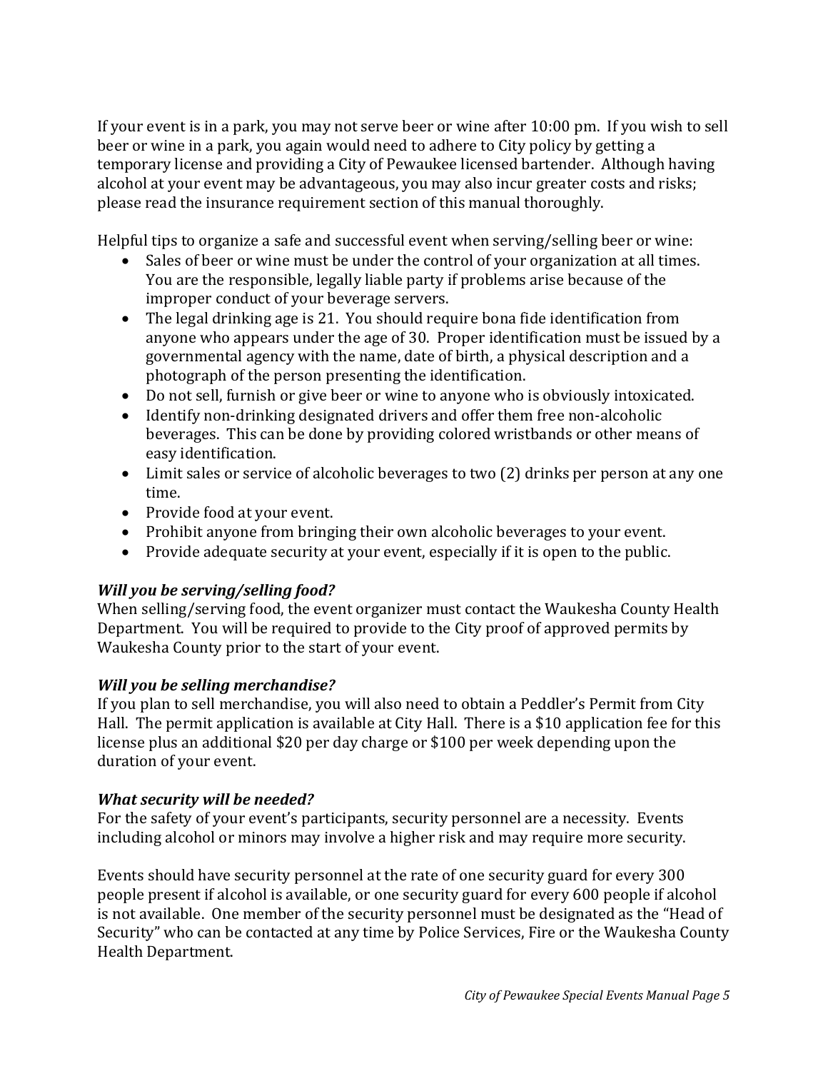If your event is in a park, you may not serve beer or wine after 10:00 pm. If you wish to sell beer or wine in a park, you again would need to adhere to City policy by getting a temporary license and providing a City of Pewaukee licensed bartender. Although having alcohol at your event may be advantageous, you may also incur greater costs and risks; please read the insurance requirement section of this manual thoroughly.

Helpful tips to organize a safe and successful event when serving/selling beer or wine:

- Sales of beer or wine must be under the control of your organization at all times. You are the responsible, legally liable party if problems arise because of the improper conduct of your beverage servers.
- The legal drinking age is 21. You should require bona fide identification from anyone who appears under the age of 30. Proper identification must be issued by a governmental agency with the name, date of birth, a physical description and a photograph of the person presenting the identification.
- Do not sell, furnish or give beer or wine to anyone who is obviously intoxicated.
- Identify non-drinking designated drivers and offer them free non-alcoholic beverages. This can be done by providing colored wristbands or other means of easy identification.
- Limit sales or service of alcoholic beverages to two (2) drinks per person at any one time.
- Provide food at your event.
- Prohibit anyone from bringing their own alcoholic beverages to your event.
- Provide adequate security at your event, especially if it is open to the public.

### *Will you be serving/selling food?*

When selling/serving food, the event organizer must contact the Waukesha County Health Department. You will be required to provide to the City proof of approved permits by Waukesha County prior to the start of your event.

### *Will you be selling merchandise?*

If you plan to sell merchandise, you will also need to obtain a Peddler's Permit from City Hall. The permit application is available at City Hall. There is a $10 application fee for this license plus an additional $20 per day charge or $100 per week depending upon the duration of your event.

### *What security will be needed?*

For the safety of your event's participants, security personnel are a necessity. Events including alcohol or minors may involve a higher risk and may require more security.

Events should have security personnel at the rate of one security guard for every 300 people present if alcohol is available, or one security guard for every 600 people if alcohol is not available. One member of the security personnel must be designated as the "Head of Security" who can be contacted at any time by Police Services, Fire or the Waukesha County Health Department.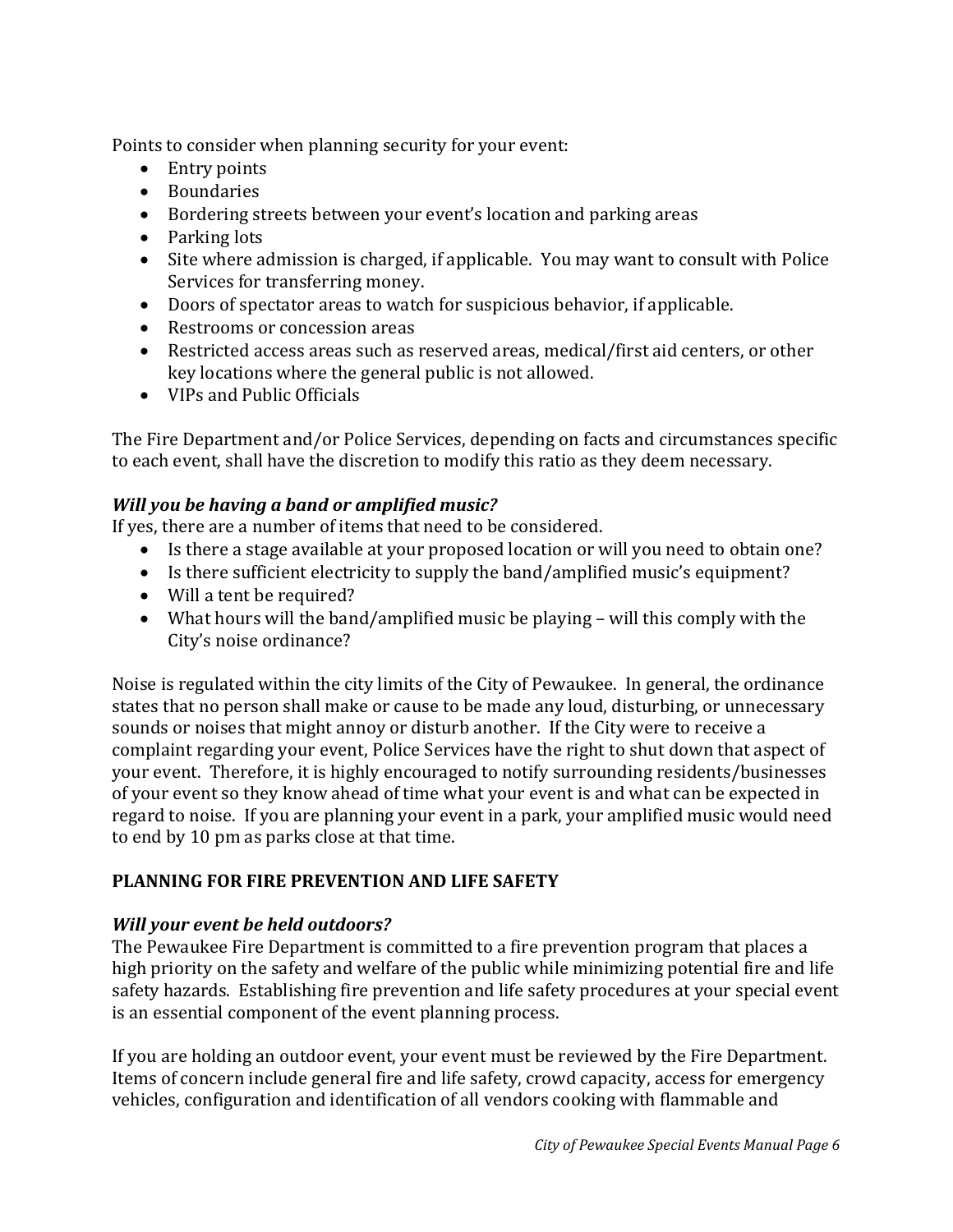Points to consider when planning security for your event:

- Entry points
- Boundaries
- Bordering streets between your event's location and parking areas
- Parking lots
- Site where admission is charged, if applicable. You may want to consult with Police Services for transferring money.
- Doors of spectator areas to watch for suspicious behavior, if applicable.
- Restrooms or concession areas
- Restricted access areas such as reserved areas, medical/first aid centers, or other key locations where the general public is not allowed.
- VIPs and Public Officials

The Fire Department and/or Police Services, depending on facts and circumstances specific to each event, shall have the discretion to modify this ratio as they deem necessary.

***Will you be having a band or amplified music?***

If yes, there are a number of items that need to be considered.

- Is there a stage available at your proposed location or will you need to obtain one?
- Is there sufficient electricity to supply the band/amplified music's equipment?
- Will a tent be required?
- What hours will the band/amplified music be playing – will this comply with the City's noise ordinance?

Noise is regulated within the city limits of the City of Pewaukee. In general, the ordinance states that no person shall make or cause to be made any loud, disturbing, or unnecessary sounds or noises that might annoy or disturb another. If the City were to receive a complaint regarding your event, Police Services have the right to shut down that aspect of your event. Therefore, it is highly encouraged to notify surrounding residents/businesses of your event so they know ahead of time what your event is and what can be expected in regard to noise. If you are planning your event in a park, your amplified music would need to end by 10 pm as parks close at that time.

## PLANNING FOR FIRE PREVENTION AND LIFE SAFETY

***Will your event be held outdoors?***

The Pewaukee Fire Department is committed to a fire prevention program that places a high priority on the safety and welfare of the public while minimizing potential fire and life safety hazards. Establishing fire prevention and life safety procedures at your special event is an essential component of the event planning process.

If you are holding an outdoor event, your event must be reviewed by the Fire Department. Items of concern include general fire and life safety, crowd capacity, access for emergency vehicles, configuration and identification of all vendors cooking with flammable and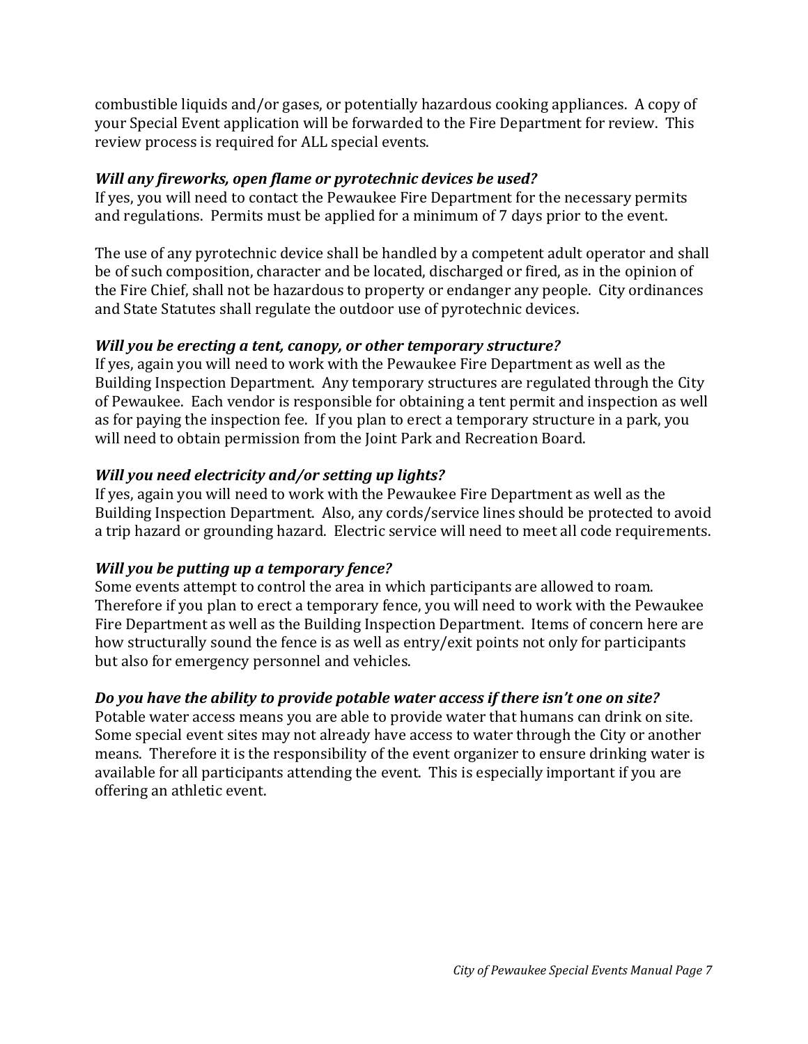combustible liquids and/or gases, or potentially hazardous cooking appliances. A copy of your Special Event application will be forwarded to the Fire Department for review. This review process is required for ALL special events.

***Will any fireworks, open flame or pyrotechnic devices be used?***
If yes, you will need to contact the Pewaukee Fire Department for the necessary permits and regulations. Permits must be applied for a minimum of 7 days prior to the event.

The use of any pyrotechnic device shall be handled by a competent adult operator and shall be of such composition, character and be located, discharged or fired, as in the opinion of the Fire Chief, shall not be hazardous to property or endanger any people. City ordinances and State Statutes shall regulate the outdoor use of pyrotechnic devices.

***Will you be erecting a tent, canopy, or other temporary structure?***
If yes, again you will need to work with the Pewaukee Fire Department as well as the Building Inspection Department. Any temporary structures are regulated through the City of Pewaukee. Each vendor is responsible for obtaining a tent permit and inspection as well as for paying the inspection fee. If you plan to erect a temporary structure in a park, you will need to obtain permission from the Joint Park and Recreation Board.

***Will you need electricity and/or setting up lights?***
If yes, again you will need to work with the Pewaukee Fire Department as well as the Building Inspection Department. Also, any cords/service lines should be protected to avoid a trip hazard or grounding hazard. Electric service will need to meet all code requirements.

***Will you be putting up a temporary fence?***
Some events attempt to control the area in which participants are allowed to roam. Therefore if you plan to erect a temporary fence, you will need to work with the Pewaukee Fire Department as well as the Building Inspection Department. Items of concern here are how structurally sound the fence is as well as entry/exit points not only for participants but also for emergency personnel and vehicles.

***Do you have the ability to provide potable water access if there isn't one on site?***
Potable water access means you are able to provide water that humans can drink on site. Some special event sites may not already have access to water through the City or another means. Therefore it is the responsibility of the event organizer to ensure drinking water is available for all participants attending the event. This is especially important if you are offering an athletic event.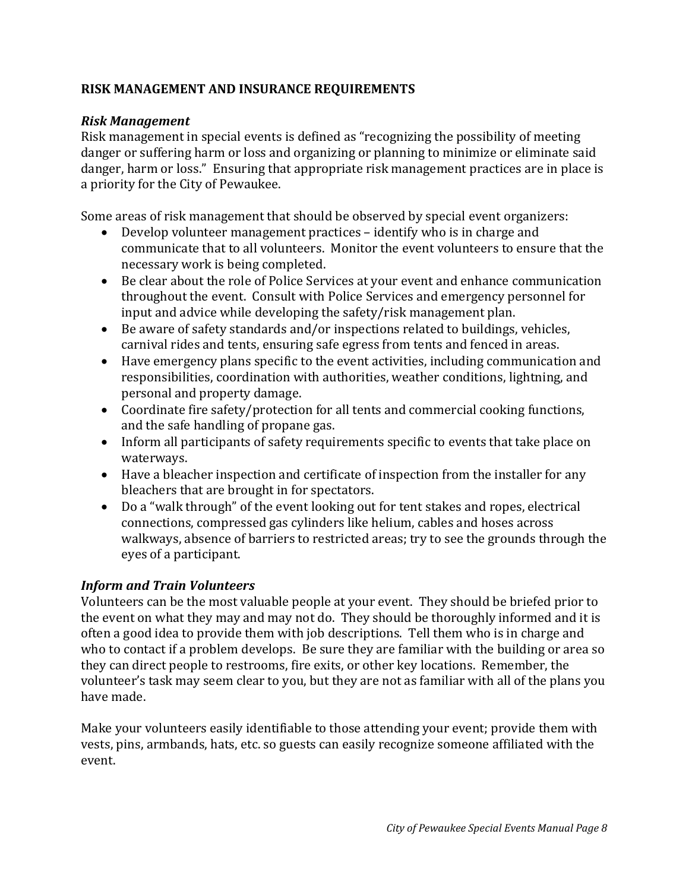## RISK MANAGEMENT AND INSURANCE REQUIREMENTS

### *Risk Management*

Risk management in special events is defined as "recognizing the possibility of meeting danger or suffering harm or loss and organizing or planning to minimize or eliminate said danger, harm or loss." Ensuring that appropriate risk management practices are in place is a priority for the City of Pewaukee.

Some areas of risk management that should be observed by special event organizers:

- Develop volunteer management practices – identify who is in charge and communicate that to all volunteers. Monitor the event volunteers to ensure that the necessary work is being completed.
- Be clear about the role of Police Services at your event and enhance communication throughout the event. Consult with Police Services and emergency personnel for input and advice while developing the safety/risk management plan.
- Be aware of safety standards and/or inspections related to buildings, vehicles, carnival rides and tents, ensuring safe egress from tents and fenced in areas.
- Have emergency plans specific to the event activities, including communication and responsibilities, coordination with authorities, weather conditions, lightning, and personal and property damage.
- Coordinate fire safety/protection for all tents and commercial cooking functions, and the safe handling of propane gas.
- Inform all participants of safety requirements specific to events that take place on waterways.
- Have a bleacher inspection and certificate of inspection from the installer for any bleachers that are brought in for spectators.
- Do a "walk through" of the event looking out for tent stakes and ropes, electrical connections, compressed gas cylinders like helium, cables and hoses across walkways, absence of barriers to restricted areas; try to see the grounds through the eyes of a participant.

### *Inform and Train Volunteers*

Volunteers can be the most valuable people at your event. They should be briefed prior to the event on what they may and may not do. They should be thoroughly informed and it is often a good idea to provide them with job descriptions. Tell them who is in charge and who to contact if a problem develops. Be sure they are familiar with the building or area so they can direct people to restrooms, fire exits, or other key locations. Remember, the volunteer's task may seem clear to you, but they are not as familiar with all of the plans you have made.

Make your volunteers easily identifiable to those attending your event; provide them with vests, pins, armbands, hats, etc. so guests can easily recognize someone affiliated with the event.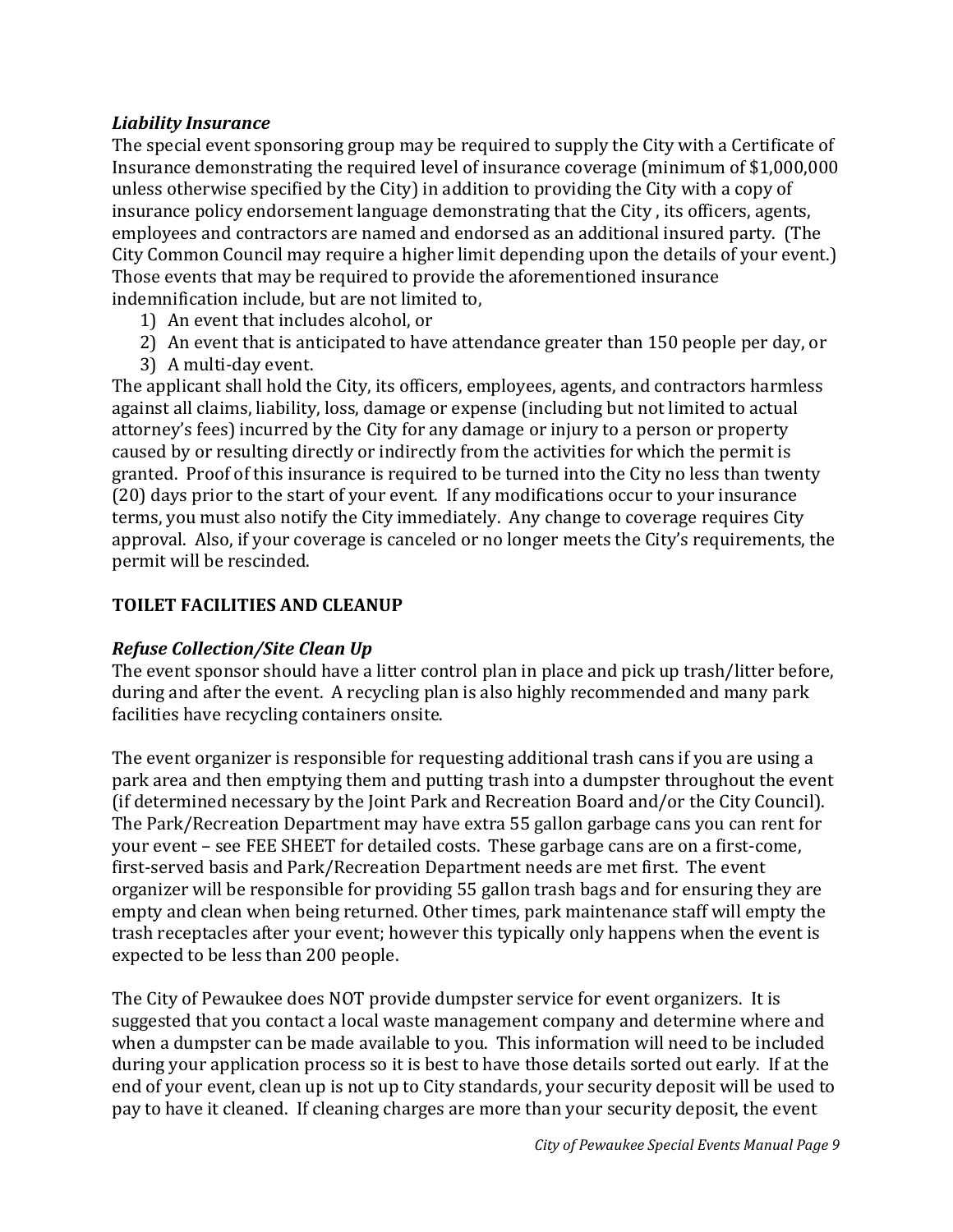### *Liability Insurance*

The special event sponsoring group may be required to supply the City with a Certificate of Insurance demonstrating the required level of insurance coverage (minimum of $1,000,000 unless otherwise specified by the City) in addition to providing the City with a copy of insurance policy endorsement language demonstrating that the City , its officers, agents, employees and contractors are named and endorsed as an additional insured party. (The City Common Council may require a higher limit depending upon the details of your event.) Those events that may be required to provide the aforementioned insurance indemnification include, but are not limited to,

1) An event that includes alcohol, or
2) An event that is anticipated to have attendance greater than 150 people per day, or
3) A multi-day event.

The applicant shall hold the City, its officers, employees, agents, and contractors harmless against all claims, liability, loss, damage or expense (including but not limited to actual attorney's fees) incurred by the City for any damage or injury to a person or property caused by or resulting directly or indirectly from the activities for which the permit is granted. Proof of this insurance is required to be turned into the City no less than twenty (20) days prior to the start of your event. If any modifications occur to your insurance terms, you must also notify the City immediately. Any change to coverage requires City approval. Also, if your coverage is canceled or no longer meets the City's requirements, the permit will be rescinded.

## TOILET FACILITIES AND CLEANUP

### *Refuse Collection/Site Clean Up*

The event sponsor should have a litter control plan in place and pick up trash/litter before, during and after the event. A recycling plan is also highly recommended and many park facilities have recycling containers onsite.

The event organizer is responsible for requesting additional trash cans if you are using a park area and then emptying them and putting trash into a dumpster throughout the event (if determined necessary by the Joint Park and Recreation Board and/or the City Council). The Park/Recreation Department may have extra 55 gallon garbage cans you can rent for your event – see FEE SHEET for detailed costs. These garbage cans are on a first-come, first-served basis and Park/Recreation Department needs are met first. The event organizer will be responsible for providing 55 gallon trash bags and for ensuring they are empty and clean when being returned. Other times, park maintenance staff will empty the trash receptacles after your event; however this typically only happens when the event is expected to be less than 200 people.

The City of Pewaukee does NOT provide dumpster service for event organizers. It is suggested that you contact a local waste management company and determine where and when a dumpster can be made available to you. This information will need to be included during your application process so it is best to have those details sorted out early. If at the end of your event, clean up is not up to City standards, your security deposit will be used to pay to have it cleaned. If cleaning charges are more than your security deposit, the event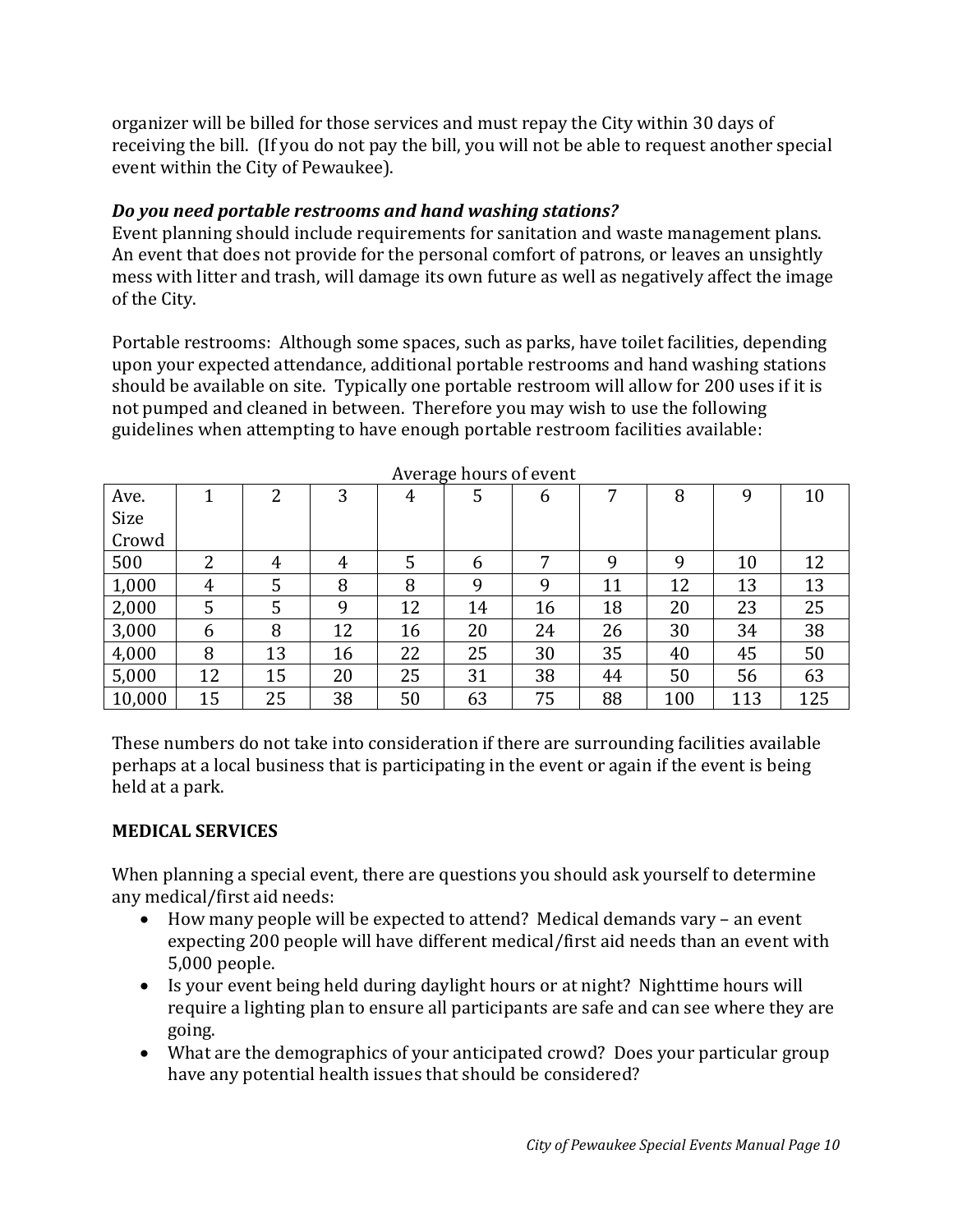organizer will be billed for those services and must repay the City within 30 days of receiving the bill. (If you do not pay the bill, you will not be able to request another special event within the City of Pewaukee).

### *Do you need portable restrooms and hand washing stations?*

Event planning should include requirements for sanitation and waste management plans. An event that does not provide for the personal comfort of patrons, or leaves an unsightly mess with litter and trash, will damage its own future as well as negatively affect the image of the City.

Portable restrooms: Although some spaces, such as parks, have toilet facilities, depending upon your expected attendance, additional portable restrooms and hand washing stations should be available on site. Typically one portable restroom will allow for 200 uses if it is not pumped and cleaned in between. Therefore you may wish to use the following guidelines when attempting to have enough portable restroom facilities available:

| | Average hours of event | | | | | | | | | |
|---|---|---|---|---|---|---|---|---|---|---|
| Ave. Size Crowd | 1 | 2 | 3 | 4 | 5 | 6 | 7 | 8 | 9 | 10 |
| 500 | 2 | 4 | 4 | 5 | 6 | 7 | 9 | 9 | 10 | 12 |
| 1,000 | 4 | 5 | 8 | 8 | 9 | 9 | 11 | 12 | 13 | 13 |
| 2,000 | 5 | 5 | 9 | 12 | 14 | 16 | 18 | 20 | 23 | 25 |
| 3,000 | 6 | 8 | 12 | 16 | 20 | 24 | 26 | 30 | 34 | 38 |
| 4,000 | 8 | 13 | 16 | 22 | 25 | 30 | 35 | 40 | 45 | 50 |
| 5,000 | 12 | 15 | 20 | 25 | 31 | 38 | 44 | 50 | 56 | 63 |
| 10,000 | 15 | 25 | 38 | 50 | 63 | 75 | 88 | 100 | 113 | 125 |

These numbers do not take into consideration if there are surrounding facilities available perhaps at a local business that is participating in the event or again if the event is being held at a park.

## MEDICAL SERVICES

When planning a special event, there are questions you should ask yourself to determine any medical/first aid needs:

- How many people will be expected to attend? Medical demands vary – an event expecting 200 people will have different medical/first aid needs than an event with 5,000 people.
- Is your event being held during daylight hours or at night? Nighttime hours will require a lighting plan to ensure all participants are safe and can see where they are going.
- What are the demographics of your anticipated crowd? Does your particular group have any potential health issues that should be considered?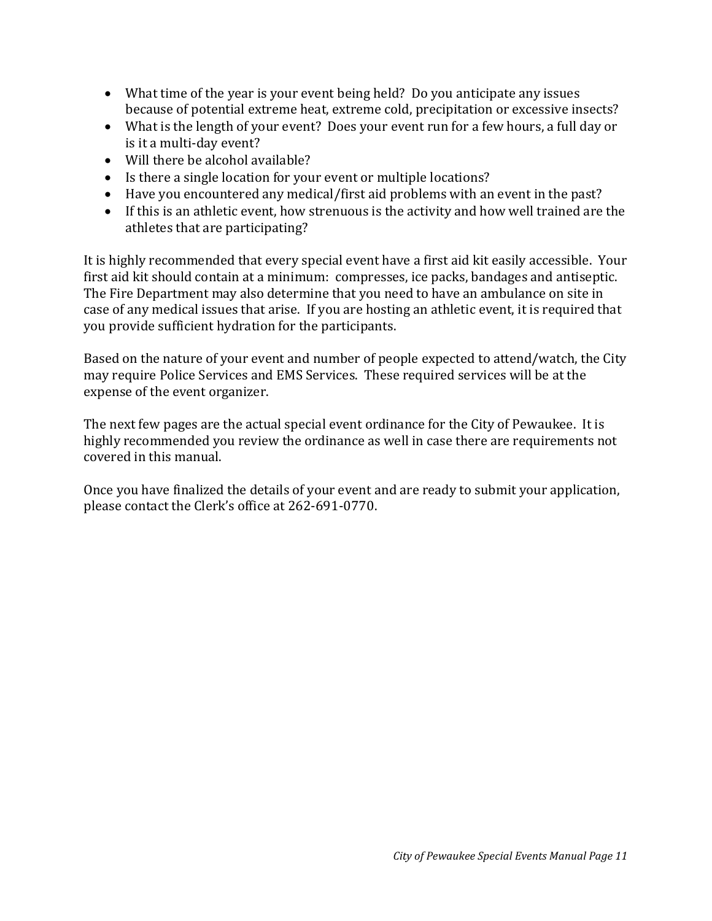- What time of the year is your event being held? Do you anticipate any issues because of potential extreme heat, extreme cold, precipitation or excessive insects?
- What is the length of your event? Does your event run for a few hours, a full day or is it a multi-day event?
- Will there be alcohol available?
- Is there a single location for your event or multiple locations?
- Have you encountered any medical/first aid problems with an event in the past?
- If this is an athletic event, how strenuous is the activity and how well trained are the athletes that are participating?

It is highly recommended that every special event have a first aid kit easily accessible. Your first aid kit should contain at a minimum: compresses, ice packs, bandages and antiseptic. The Fire Department may also determine that you need to have an ambulance on site in case of any medical issues that arise. If you are hosting an athletic event, it is required that you provide sufficient hydration for the participants.

Based on the nature of your event and number of people expected to attend/watch, the City may require Police Services and EMS Services. These required services will be at the expense of the event organizer.

The next few pages are the actual special event ordinance for the City of Pewaukee. It is highly recommended you review the ordinance as well in case there are requirements not covered in this manual.

Once you have finalized the details of your event and are ready to submit your application, please contact the Clerk's office at 262-691-0770.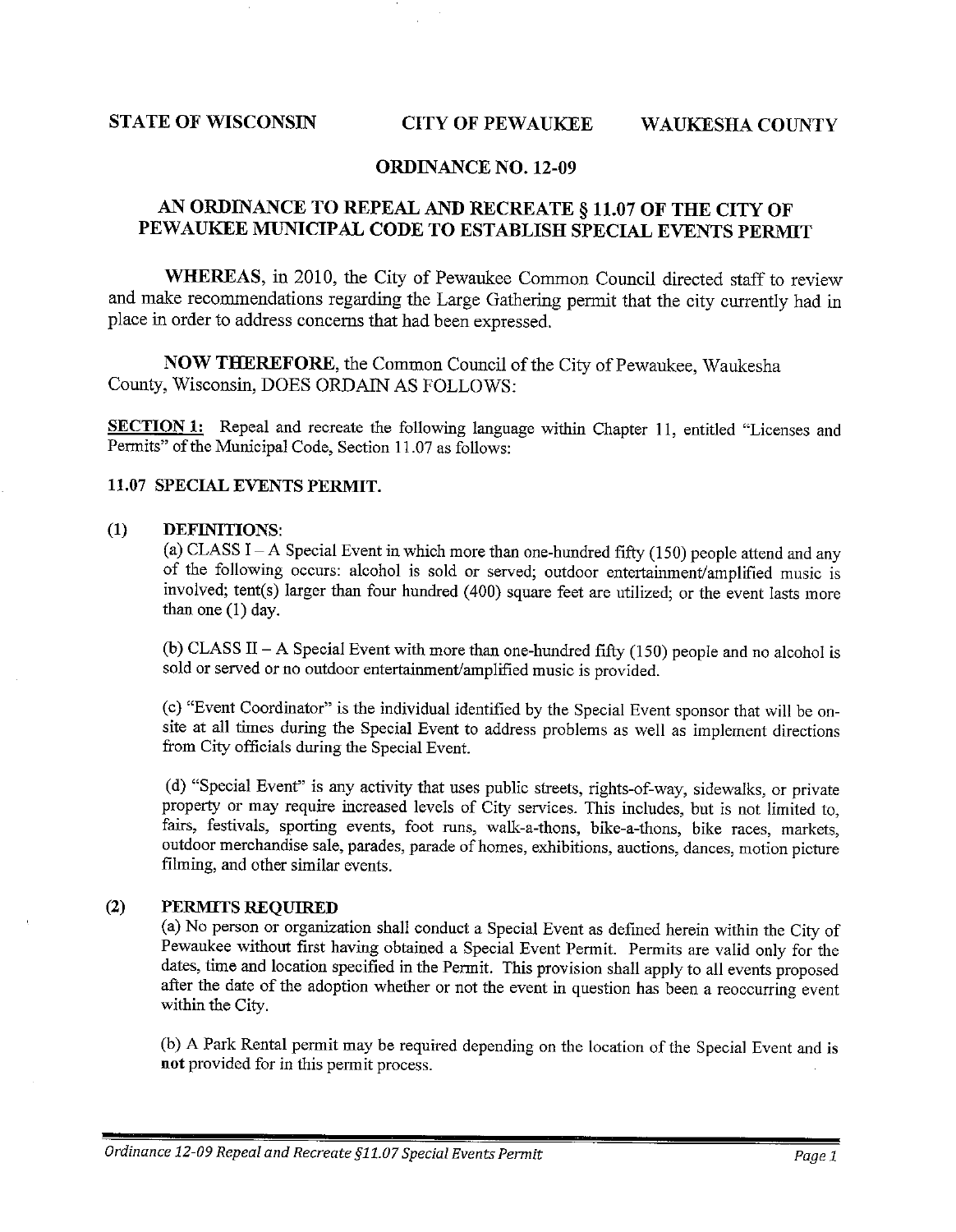**STATE OF WISCONSIN** **CITY OF PEWAUKEE** **WAUKESHA COUNTY**

## ORDINANCE NO. 12-09

## AN ORDINANCE TO REPEAL AND RECREATE § 11.07 OF THE CITY OF PEWAUKEE MUNICIPAL CODE TO ESTABLISH SPECIAL EVENTS PERMIT

**WHEREAS**, in 2010, the City of Pewaukee Common Council directed staff to review and make recommendations regarding the Large Gathering permit that the city currently had in place in order to address concerns that had been expressed.

**NOW THEREFORE**, the Common Council of the City of Pewaukee, Waukesha County, Wisconsin, DOES ORDAIN AS FOLLOWS:

**SECTION 1:** Repeal and recreate the following language within Chapter 11, entitled "Licenses and Permits" of the Municipal Code, Section 11.07 as follows:

### 11.07 SPECIAL EVENTS PERMIT.

**(1) DEFINITIONS:**

(a) CLASS I – A Special Event in which more than one-hundred fifty (150) people attend and any of the following occurs: alcohol is sold or served; outdoor entertainment/amplified music is involved; tent(s) larger than four hundred (400) square feet are utilized; or the event lasts more than one (1) day.

(b) CLASS II – A Special Event with more than one-hundred fifty (150) people and no alcohol is sold or served or no outdoor entertainment/amplified music is provided.

(c) "Event Coordinator" is the individual identified by the Special Event sponsor that will be on-site at all times during the Special Event to address problems as well as implement directions from City officials during the Special Event.

(d) "Special Event" is any activity that uses public streets, rights-of-way, sidewalks, or private property or may require increased levels of City services. This includes, but is not limited to, fairs, festivals, sporting events, foot runs, walk-a-thons, bike-a-thons, bike races, markets, outdoor merchandise sale, parades, parade of homes, exhibitions, auctions, dances, motion picture filming, and other similar events.

**(2) PERMITS REQUIRED**

(a) No person or organization shall conduct a Special Event as defined herein within the City of Pewaukee without first having obtained a Special Event Permit. Permits are valid only for the dates, time and location specified in the Permit. This provision shall apply to all events proposed after the date of the adoption whether or not the event in question has been a reoccurring event within the City.

(b) A Park Rental permit may be required depending on the location of the Special Event and is **not** provided for in this permit process.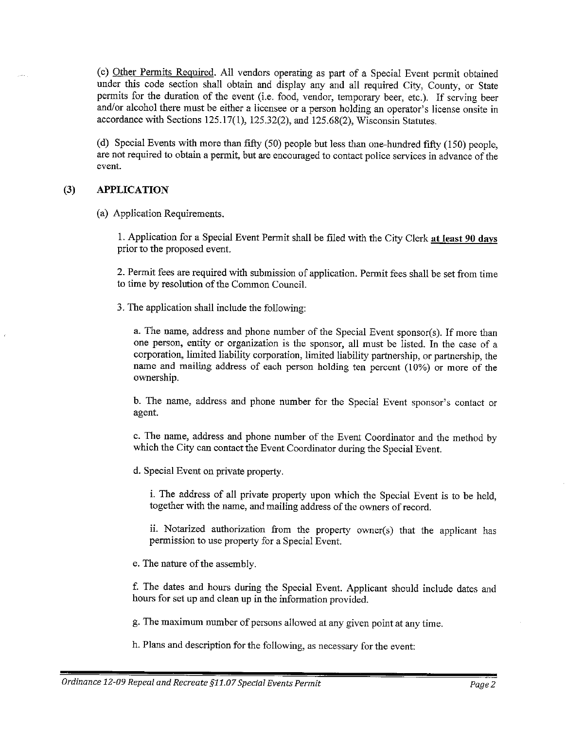(c) Other Permits Required. All vendors operating as part of a Special Event permit obtained under this code section shall obtain and display any and all required City, County, or State permits for the duration of the event (i.e. food, vendor, temporary beer, etc.). If serving beer and/or alcohol there must be either a licensee or a person holding an operator's license onsite in accordance with Sections 125.17(1), 125.32(2), and 125.68(2), Wisconsin Statutes.

(d) Special Events with more than fifty (50) people but less than one-hundred fifty (150) people, are not required to obtain a permit, but are encouraged to contact police services in advance of the event.

## (3) APPLICATION

(a) Application Requirements.

1. Application for a Special Event Permit shall be filed with the City Clerk **at least 90 days** prior to the proposed event.

2. Permit fees are required with submission of application. Permit fees shall be set from time to time by resolution of the Common Council.

3. The application shall include the following:

a. The name, address and phone number of the Special Event sponsor(s). If more than one person, entity or organization is the sponsor, all must be listed. In the case of a corporation, limited liability corporation, limited liability partnership, or partnership, the name and mailing address of each person holding ten percent (10%) or more of the ownership.

b. The name, address and phone number for the Special Event sponsor's contact or agent.

c. The name, address and phone number of the Event Coordinator and the method by which the City can contact the Event Coordinator during the Special Event.

d. Special Event on private property.

i. The address of all private property upon which the Special Event is to be held, together with the name, and mailing address of the owners of record.

ii. Notarized authorization from the property owner(s) that the applicant has permission to use property for a Special Event.

e. The nature of the assembly.

f. The dates and hours during the Special Event. Applicant should include dates and hours for set up and clean up in the information provided.

g. The maximum number of persons allowed at any given point at any time.

h. Plans and description for the following, as necessary for the event: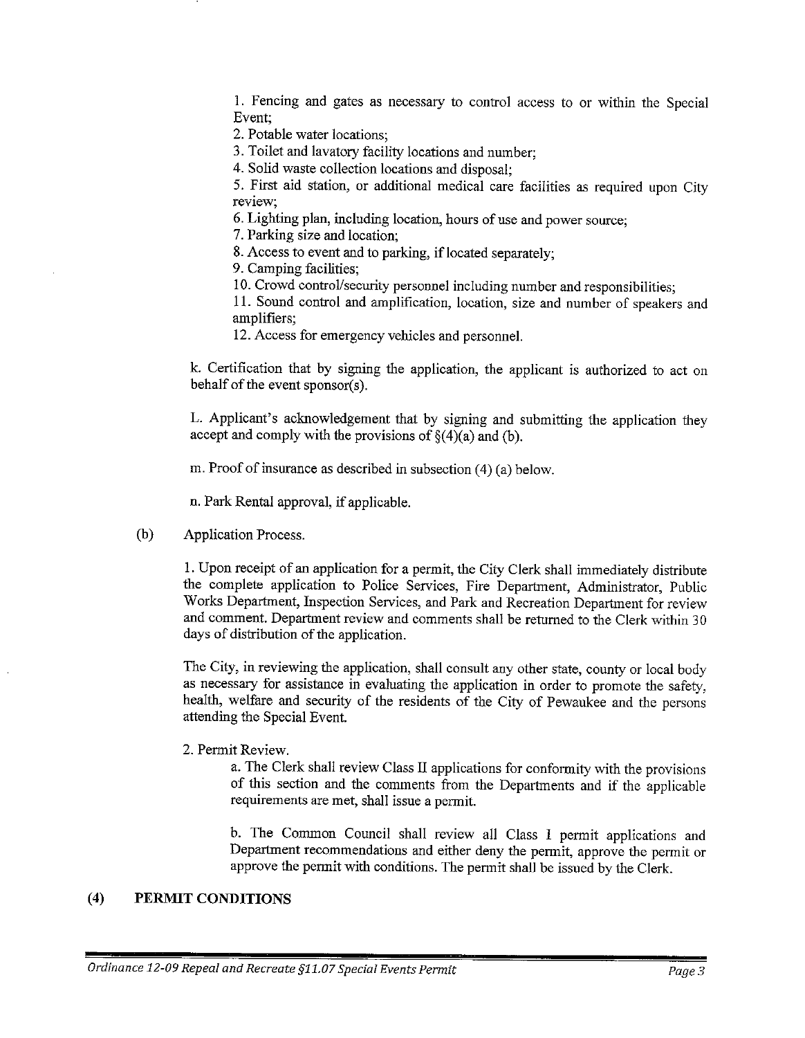1. Fencing and gates as necessary to control access to or within the Special Event;
2. Potable water locations;
3. Toilet and lavatory facility locations and number;
4. Solid waste collection locations and disposal;
5. First aid station, or additional medical care facilities as required upon City review;
6. Lighting plan, including location, hours of use and power source;
7. Parking size and location;
8. Access to event and to parking, if located separately;
9. Camping facilities;
10. Crowd control/security personnel including number and responsibilities;
11. Sound control and amplification, location, size and number of speakers and amplifiers;
12. Access for emergency vehicles and personnel.

k. Certification that by signing the application, the applicant is authorized to act on behalf of the event sponsor(s).

L. Applicant's acknowledgement that by signing and submitting the application they accept and comply with the provisions of §(4)(a) and (b).

m. Proof of insurance as described in subsection (4) (a) below.

n. Park Rental approval, if applicable.

(b) Application Process.

1. Upon receipt of an application for a permit, the City Clerk shall immediately distribute the complete application to Police Services, Fire Department, Administrator, Public Works Department, Inspection Services, and Park and Recreation Department for review and comment. Department review and comments shall be returned to the Clerk within 30 days of distribution of the application.

The City, in reviewing the application, shall consult any other state, county or local body as necessary for assistance in evaluating the application in order to promote the safety, health, welfare and security of the residents of the City of Pewaukee and the persons attending the Special Event.

2. Permit Review.

a. The Clerk shall review Class II applications for conformity with the provisions of this section and the comments from the Departments and if the applicable requirements are met, shall issue a permit.

b. The Common Council shall review all Class I permit applications and Department recommendations and either deny the permit, approve the permit or approve the permit with conditions. The permit shall be issued by the Clerk.

## (4) PERMIT CONDITIONS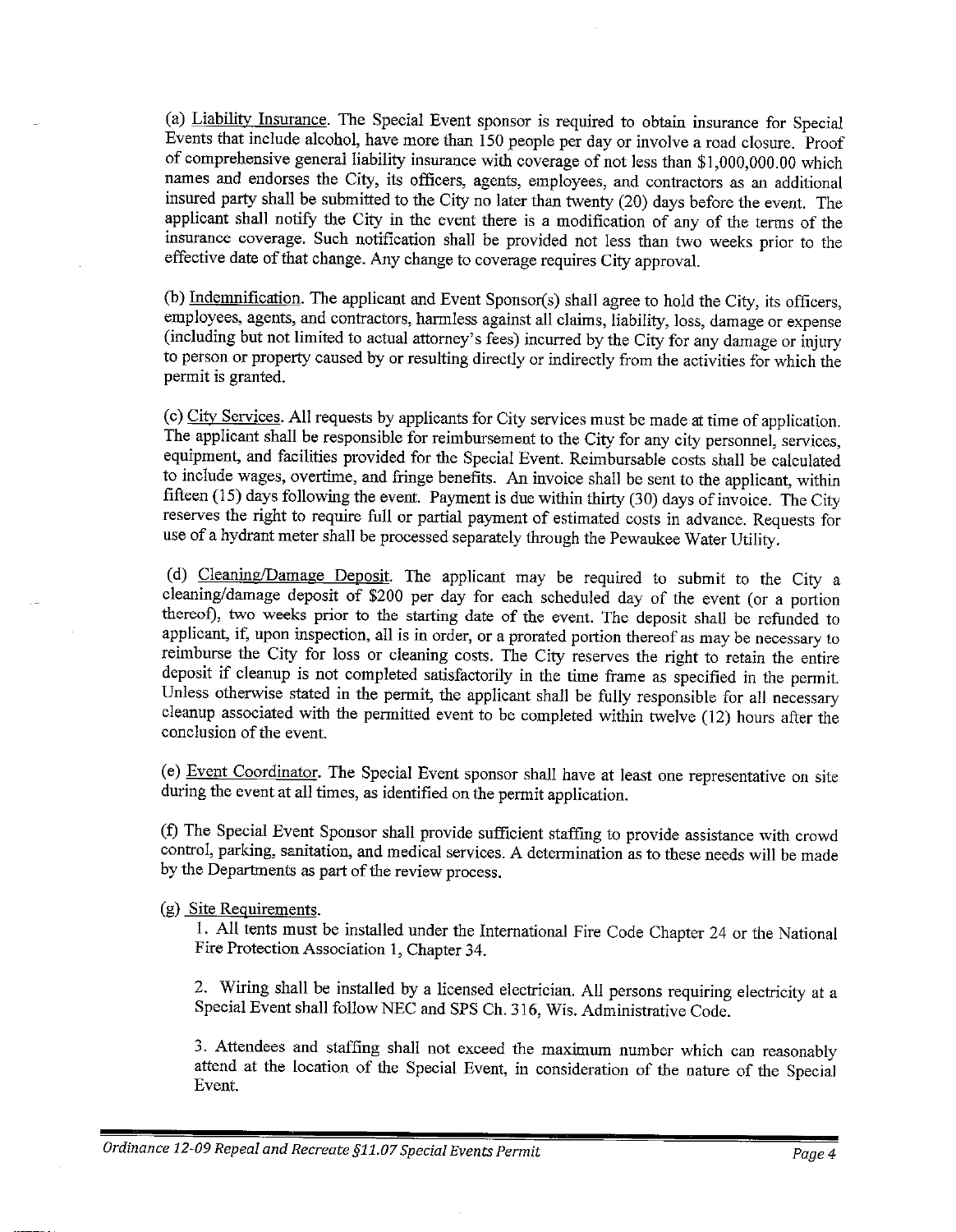(a) Liability Insurance. The Special Event sponsor is required to obtain insurance for Special Events that include alcohol, have more than 150 people per day or involve a road closure. Proof of comprehensive general liability insurance with coverage of not less than $1,000,000.00 which names and endorses the City, its officers, agents, employees, and contractors as an additional insured party shall be submitted to the City no later than twenty (20) days before the event. The applicant shall notify the City in the event there is a modification of any of the terms of the insurance coverage. Such notification shall be provided not less than two weeks prior to the effective date of that change. Any change to coverage requires City approval.

(b) Indemnification. The applicant and Event Sponsor(s) shall agree to hold the City, its officers, employees, agents, and contractors, harmless against all claims, liability, loss, damage or expense (including but not limited to actual attorney's fees) incurred by the City for any damage or injury to person or property caused by or resulting directly or indirectly from the activities for which the permit is granted.

(c) City Services. All requests by applicants for City services must be made at time of application. The applicant shall be responsible for reimbursement to the City for any city personnel, services, equipment, and facilities provided for the Special Event. Reimbursable costs shall be calculated to include wages, overtime, and fringe benefits. An invoice shall be sent to the applicant, within fifteen (15) days following the event. Payment is due within thirty (30) days of invoice. The City reserves the right to require full or partial payment of estimated costs in advance. Requests for use of a hydrant meter shall be processed separately through the Pewaukee Water Utility.

(d) Cleaning/Damage Deposit. The applicant may be required to submit to the City a cleaning/damage deposit of $200 per day for each scheduled day of the event (or a portion thereof), two weeks prior to the starting date of the event. The deposit shall be refunded to applicant, if, upon inspection, all is in order, or a prorated portion thereof as may be necessary to reimburse the City for loss or cleaning costs. The City reserves the right to retain the entire deposit if cleanup is not completed satisfactorily in the time frame as specified in the permit. Unless otherwise stated in the permit, the applicant shall be fully responsible for all necessary cleanup associated with the permitted event to be completed within twelve (12) hours after the conclusion of the event.

(e) Event Coordinator. The Special Event sponsor shall have at least one representative on site during the event at all times, as identified on the permit application.

(f) The Special Event Sponsor shall provide sufficient staffing to provide assistance with crowd control, parking, sanitation, and medical services. A determination as to these needs will be made by the Departments as part of the review process.

(g) Site Requirements.

1. All tents must be installed under the International Fire Code Chapter 24 or the National Fire Protection Association 1, Chapter 34.

2. Wiring shall be installed by a licensed electrician. All persons requiring electricity at a Special Event shall follow NEC and SPS Ch. 316, Wis. Administrative Code.

3. Attendees and staffing shall not exceed the maximum number which can reasonably attend at the location of the Special Event, in consideration of the nature of the Special Event.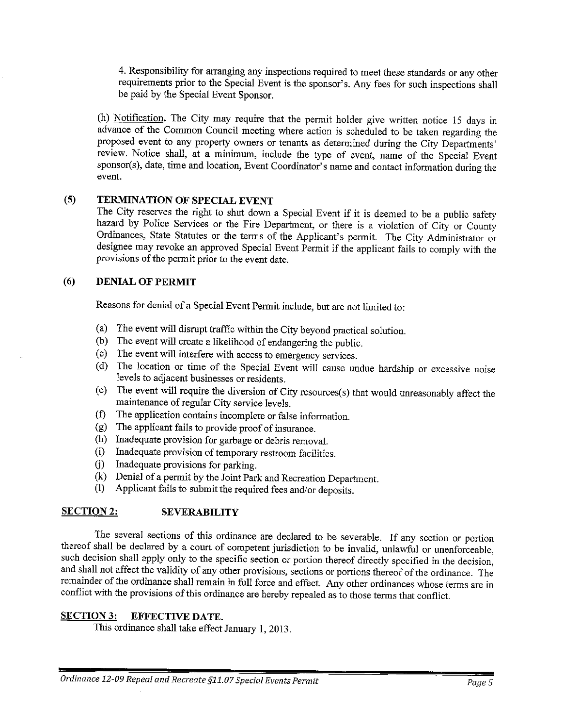4. Responsibility for arranging any inspections required to meet these standards or any other requirements prior to the Special Event is the sponsor's. Any fees for such inspections shall be paid by the Special Event Sponsor.

(h) Notification. The City may require that the permit holder give written notice 15 days in advance of the Common Council meeting where action is scheduled to be taken regarding the proposed event to any property owners or tenants as determined during the City Departments' review. Notice shall, at a minimum, include the type of event, name of the Special Event sponsor(s), date, time and location, Event Coordinator's name and contact information during the event.

### (5) TERMINATION OF SPECIAL EVENT

The City reserves the right to shut down a Special Event if it is deemed to be a public safety hazard by Police Services or the Fire Department, or there is a violation of City or County Ordinances, State Statutes or the terms of the Applicant's permit. The City Administrator or designee may revoke an approved Special Event Permit if the applicant fails to comply with the provisions of the permit prior to the event date.

### (6) DENIAL OF PERMIT

Reasons for denial of a Special Event Permit include, but are not limited to:

(a) The event will disrupt traffic within the City beyond practical solution.
(b) The event will create a likelihood of endangering the public.
(c) The event will interfere with access to emergency services.
(d) The location or time of the Special Event will cause undue hardship or excessive noise levels to adjacent businesses or residents.
(e) The event will require the diversion of City resources(s) that would unreasonably affect the maintenance of regular City service levels.
(f) The application contains incomplete or false information.
(g) The applicant fails to provide proof of insurance.
(h) Inadequate provision for garbage or debris removal.
(i) Inadequate provision of temporary restroom facilities.
(j) Inadequate provisions for parking.
(k) Denial of a permit by the Joint Park and Recreation Department.
(l) Applicant fails to submit the required fees and/or deposits.

## SECTION 2: SEVERABILITY

The several sections of this ordinance are declared to be severable. If any section or portion thereof shall be declared by a court of competent jurisdiction to be invalid, unlawful or unenforceable, such decision shall apply only to the specific section or portion thereof directly specified in the decision, and shall not affect the validity of any other provisions, sections or portions thereof of the ordinance. The remainder of the ordinance shall remain in full force and effect. Any other ordinances whose terms are in conflict with the provisions of this ordinance are hereby repealed as to those terms that conflict.

## SECTION 3: EFFECTIVE DATE.

This ordinance shall take effect January 1, 2013.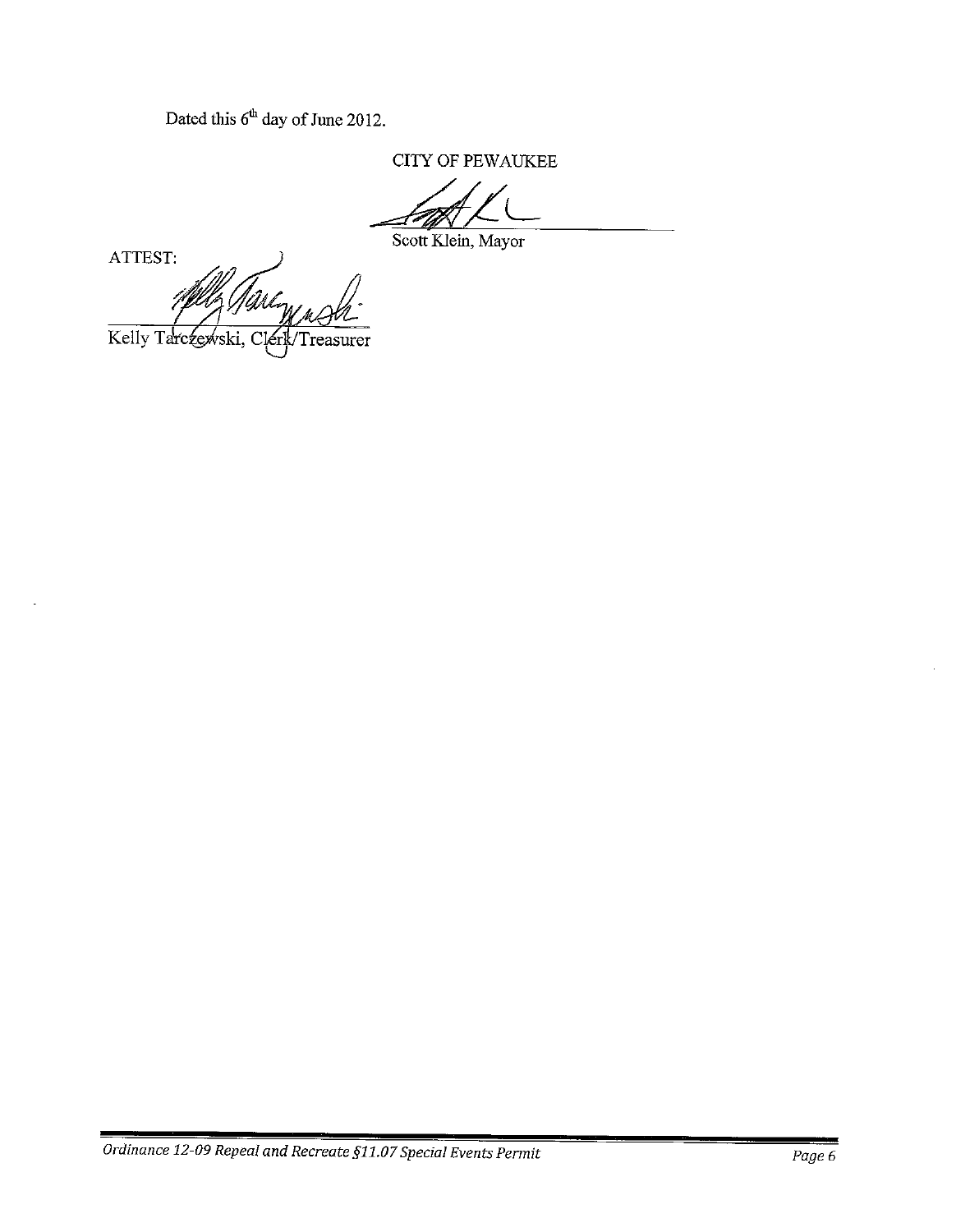Dated this 6th day of June 2012.

CITY OF PEWAUKEE

Scott Klein, Mayor

ATTEST:

Kelly Tarczewski, Clerk/Treasurer